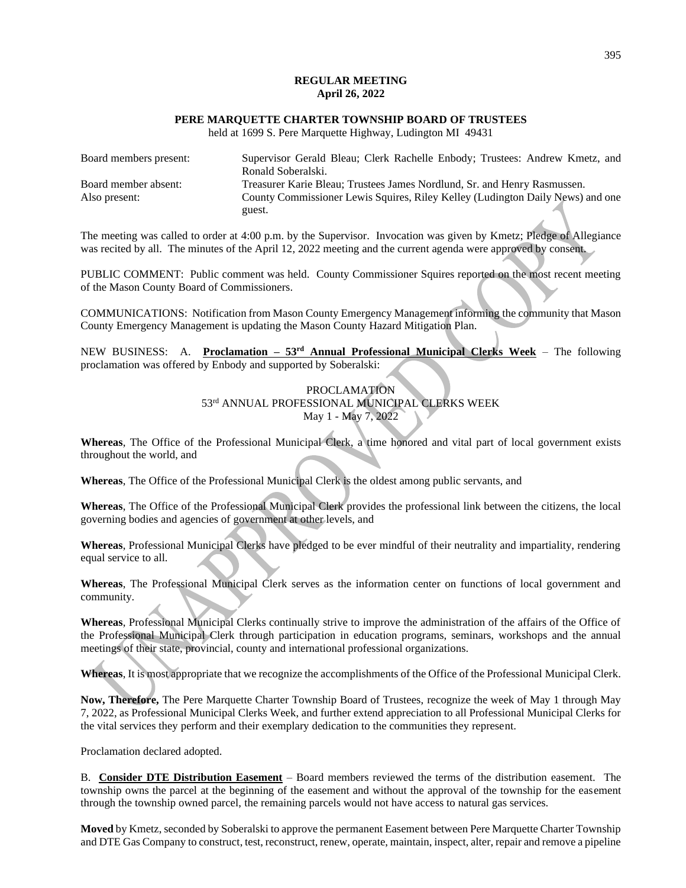**REGULAR MEETING**
**April 26, 2022**

**PERE MARQUETTE CHARTER TOWNSHIP BOARD OF TRUSTEES**
held at 1699 S. Pere Marquette Highway, Ludington MI 49431

| | |
|---|---|
| Board members present: | Supervisor Gerald Bleau; Clerk Rachelle Enbody; Trustees: Andrew Kmetz, and Ronald Soberalski. |
| Board member absent: | Treasurer Karie Bleau; Trustees James Nordlund, Sr. and Henry Rasmussen. |
| Also present: | County Commissioner Lewis Squires, Riley Kelley (Ludington Daily News) and one guest. |

The meeting was called to order at 4:00 p.m. by the Supervisor. Invocation was given by Kmetz; Pledge of Allegiance was recited by all. The minutes of the April 12, 2022 meeting and the current agenda were approved by consent.

PUBLIC COMMENT: Public comment was held. County Commissioner Squires reported on the most recent meeting of the Mason County Board of Commissioners.

COMMUNICATIONS: Notification from Mason County Emergency Management informing the community that Mason County Emergency Management is updating the Mason County Hazard Mitigation Plan.

NEW BUSINESS: A. **Proclamation – 53rd Annual Professional Municipal Clerks Week** – The following proclamation was offered by Enbody and supported by Soberalski:

PROCLAMATION
53rd ANNUAL PROFESSIONAL MUNICIPAL CLERKS WEEK
May 1 - May 7, 2022

**Whereas**, The Office of the Professional Municipal Clerk, a time honored and vital part of local government exists throughout the world, and

**Whereas**, The Office of the Professional Municipal Clerk is the oldest among public servants, and

**Whereas**, The Office of the Professional Municipal Clerk provides the professional link between the citizens, the local governing bodies and agencies of government at other levels, and

**Whereas**, Professional Municipal Clerks have pledged to be ever mindful of their neutrality and impartiality, rendering equal service to all.

**Whereas**, The Professional Municipal Clerk serves as the information center on functions of local government and community.

**Whereas**, Professional Municipal Clerks continually strive to improve the administration of the affairs of the Office of the Professional Municipal Clerk through participation in education programs, seminars, workshops and the annual meetings of their state, provincial, county and international professional organizations.

**Whereas**, It is most appropriate that we recognize the accomplishments of the Office of the Professional Municipal Clerk.

**Now, Therefore,** The Pere Marquette Charter Township Board of Trustees, recognize the week of May 1 through May 7, 2022, as Professional Municipal Clerks Week, and further extend appreciation to all Professional Municipal Clerks for the vital services they perform and their exemplary dedication to the communities they represent.

Proclamation declared adopted.

B. **Consider DTE Distribution Easement** – Board members reviewed the terms of the distribution easement. The township owns the parcel at the beginning of the easement and without the approval of the township for the easement through the township owned parcel, the remaining parcels would not have access to natural gas services.

**Moved** by Kmetz, seconded by Soberalski to approve the permanent Easement between Pere Marquette Charter Township and DTE Gas Company to construct, test, reconstruct, renew, operate, maintain, inspect, alter, repair and remove a pipeline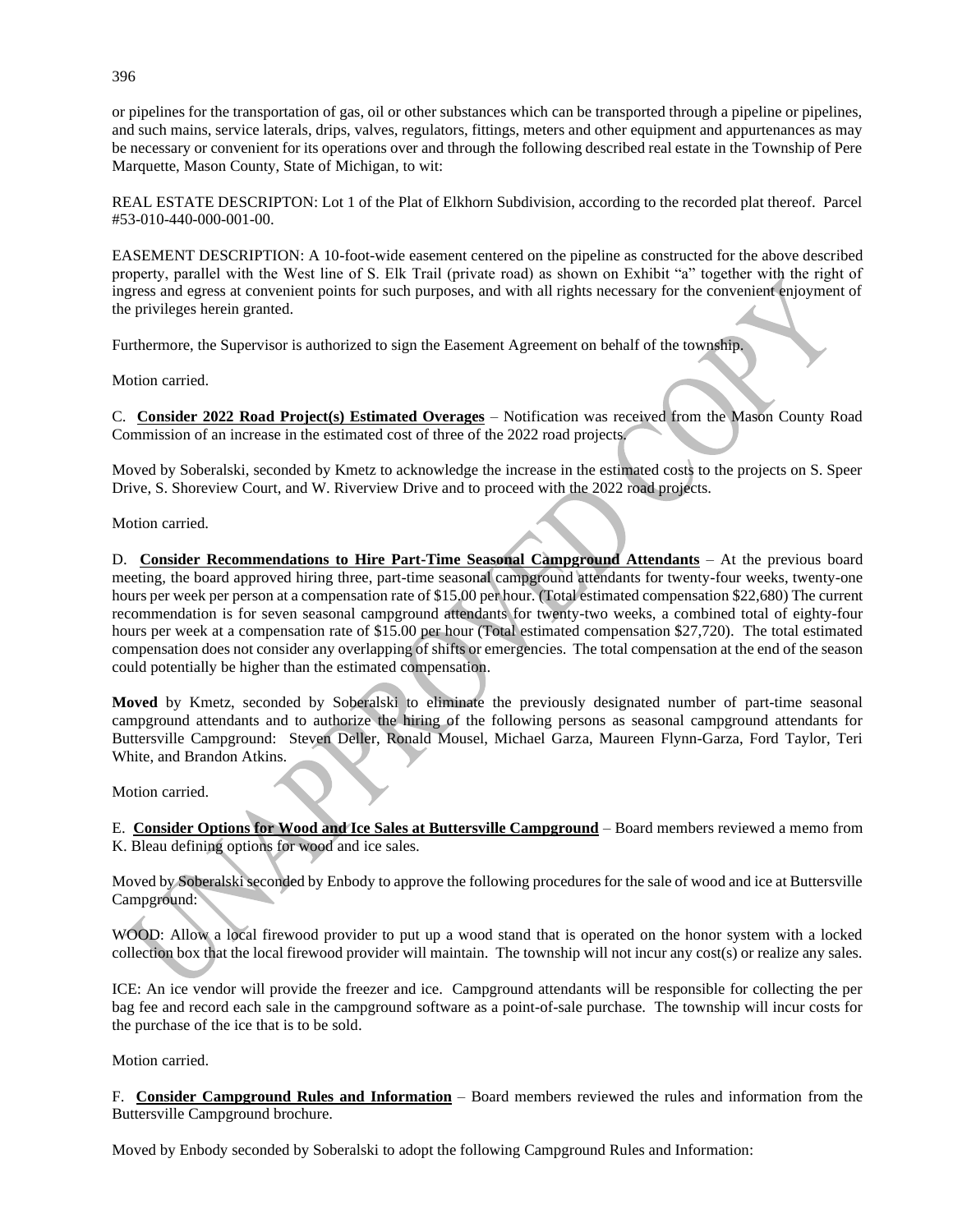or pipelines for the transportation of gas, oil or other substances which can be transported through a pipeline or pipelines, and such mains, service laterals, drips, valves, regulators, fittings, meters and other equipment and appurtenances as may be necessary or convenient for its operations over and through the following described real estate in the Township of Pere Marquette, Mason County, State of Michigan, to wit:

REAL ESTATE DESCRIPTON: Lot 1 of the Plat of Elkhorn Subdivision, according to the recorded plat thereof. Parcel #53-010-440-000-001-00.

EASEMENT DESCRIPTION: A 10-foot-wide easement centered on the pipeline as constructed for the above described property, parallel with the West line of S. Elk Trail (private road) as shown on Exhibit "a" together with the right of ingress and egress at convenient points for such purposes, and with all rights necessary for the convenient enjoyment of the privileges herein granted.

Furthermore, the Supervisor is authorized to sign the Easement Agreement on behalf of the township.

Motion carried.

C. **Consider 2022 Road Project(s) Estimated Overages** – Notification was received from the Mason County Road Commission of an increase in the estimated cost of three of the 2022 road projects.

Moved by Soberalski, seconded by Kmetz to acknowledge the increase in the estimated costs to the projects on S. Speer Drive, S. Shoreview Court, and W. Riverview Drive and to proceed with the 2022 road projects.

Motion carried.

D. **Consider Recommendations to Hire Part-Time Seasonal Campground Attendants** – At the previous board meeting, the board approved hiring three, part-time seasonal campground attendants for twenty-four weeks, twenty-one hours per week per person at a compensation rate of $15.00 per hour. (Total estimated compensation $22,680) The current recommendation is for seven seasonal campground attendants for twenty-two weeks, a combined total of eighty-four hours per week at a compensation rate of $15.00 per hour (Total estimated compensation $27,720). The total estimated compensation does not consider any overlapping of shifts or emergencies. The total compensation at the end of the season could potentially be higher than the estimated compensation.

**Moved** by Kmetz, seconded by Soberalski to eliminate the previously designated number of part-time seasonal campground attendants and to authorize the hiring of the following persons as seasonal campground attendants for Buttersville Campground: Steven Deller, Ronald Mousel, Michael Garza, Maureen Flynn-Garza, Ford Taylor, Teri White, and Brandon Atkins.

Motion carried.

E. **Consider Options for Wood and Ice Sales at Buttersville Campground** – Board members reviewed a memo from K. Bleau defining options for wood and ice sales.

Moved by Soberalski seconded by Enbody to approve the following procedures for the sale of wood and ice at Buttersville Campground:

WOOD: Allow a local firewood provider to put up a wood stand that is operated on the honor system with a locked collection box that the local firewood provider will maintain. The township will not incur any cost(s) or realize any sales.

ICE: An ice vendor will provide the freezer and ice. Campground attendants will be responsible for collecting the per bag fee and record each sale in the campground software as a point-of-sale purchase. The township will incur costs for the purchase of the ice that is to be sold.

Motion carried.

F. **Consider Campground Rules and Information** – Board members reviewed the rules and information from the Buttersville Campground brochure.

Moved by Enbody seconded by Soberalski to adopt the following Campground Rules and Information: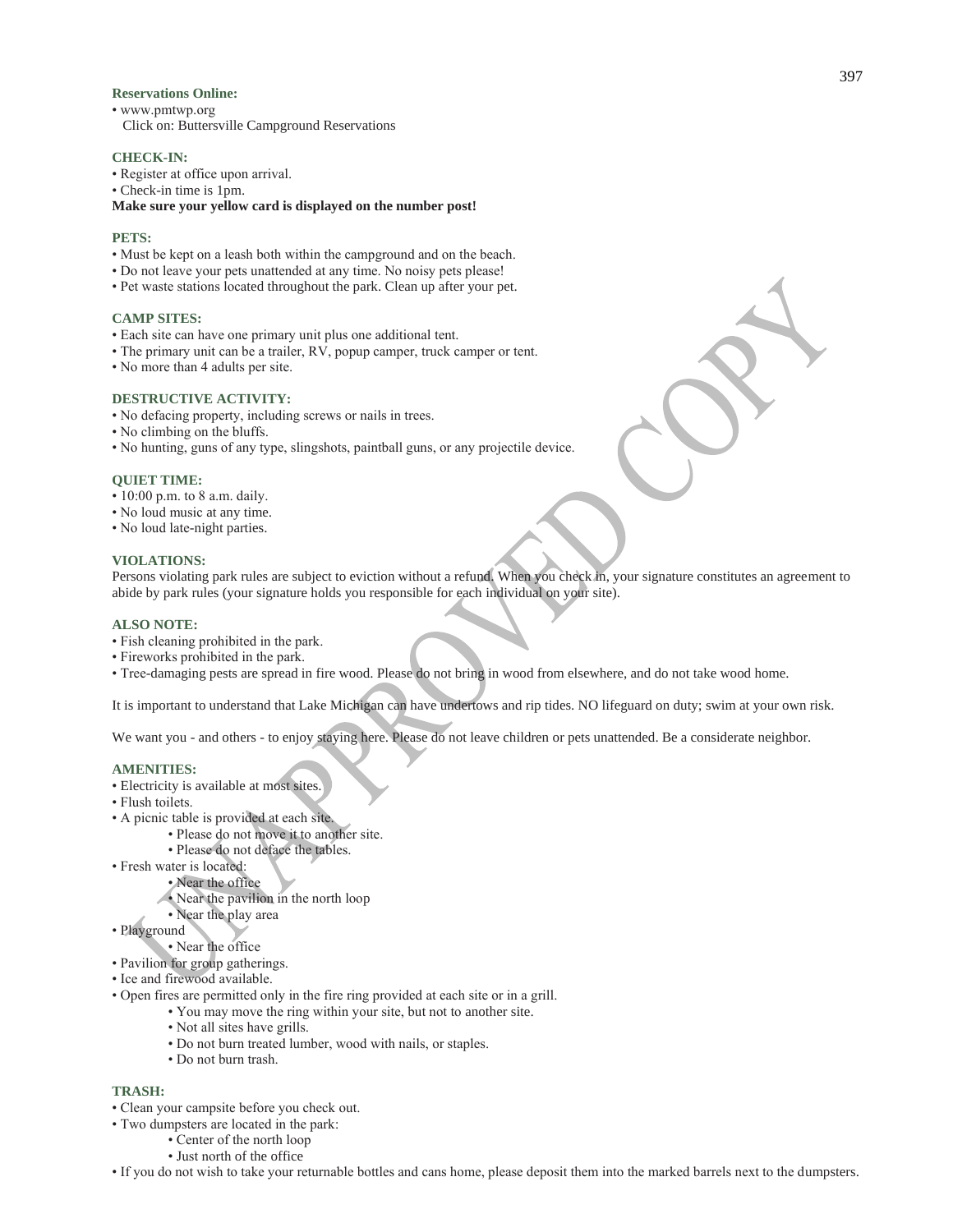**Reservations Online:**

- www.pmtwp.org
  Click on: Buttersville Campground Reservations

**CHECK-IN:**

- Register at office upon arrival.
- Check-in time is 1pm.

**Make sure your yellow card is displayed on the number post!**

**PETS:**

- Must be kept on a leash both within the campground and on the beach.
- Do not leave your pets unattended at any time. No noisy pets please!
- Pet waste stations located throughout the park. Clean up after your pet.

**CAMP SITES:**

- Each site can have one primary unit plus one additional tent.
- The primary unit can be a trailer, RV, popup camper, truck camper or tent.
- No more than 4 adults per site.

**DESTRUCTIVE ACTIVITY:**

- No defacing property, including screws or nails in trees.
- No climbing on the bluffs.
- No hunting, guns of any type, slingshots, paintball guns, or any projectile device.

**QUIET TIME:**

- 10:00 p.m. to 8 a.m. daily.
- No loud music at any time.
- No loud late-night parties.

**VIOLATIONS:**

Persons violating park rules are subject to eviction without a refund. When you check in, your signature constitutes an agreement to abide by park rules (your signature holds you responsible for each individual on your site).

**ALSO NOTE:**

- Fish cleaning prohibited in the park.
- Fireworks prohibited in the park.
- Tree-damaging pests are spread in fire wood. Please do not bring in wood from elsewhere, and do not take wood home.

It is important to understand that Lake Michigan can have undertows and rip tides. NO lifeguard on duty; swim at your own risk.

We want you - and others - to enjoy staying here. Please do not leave children or pets unattended. Be a considerate neighbor.

**AMENITIES:**

- Electricity is available at most sites.
- Flush toilets.
- A picnic table is provided at each site.
  - Please do not move it to another site.
  - Please do not deface the tables.
- Fresh water is located:
  - Near the office
  - Near the pavilion in the north loop
  - Near the play area
- Playground
  - Near the office
- Pavilion for group gatherings.
- Ice and firewood available.
- Open fires are permitted only in the fire ring provided at each site or in a grill.
  - You may move the ring within your site, but not to another site.
  - Not all sites have grills.
  - Do not burn treated lumber, wood with nails, or staples.
  - Do not burn trash.

**TRASH:**

- Clean your campsite before you check out.
- Two dumpsters are located in the park:
  - Center of the north loop
  - Just north of the office
- If you do not wish to take your returnable bottles and cans home, please deposit them into the marked barrels next to the dumpsters.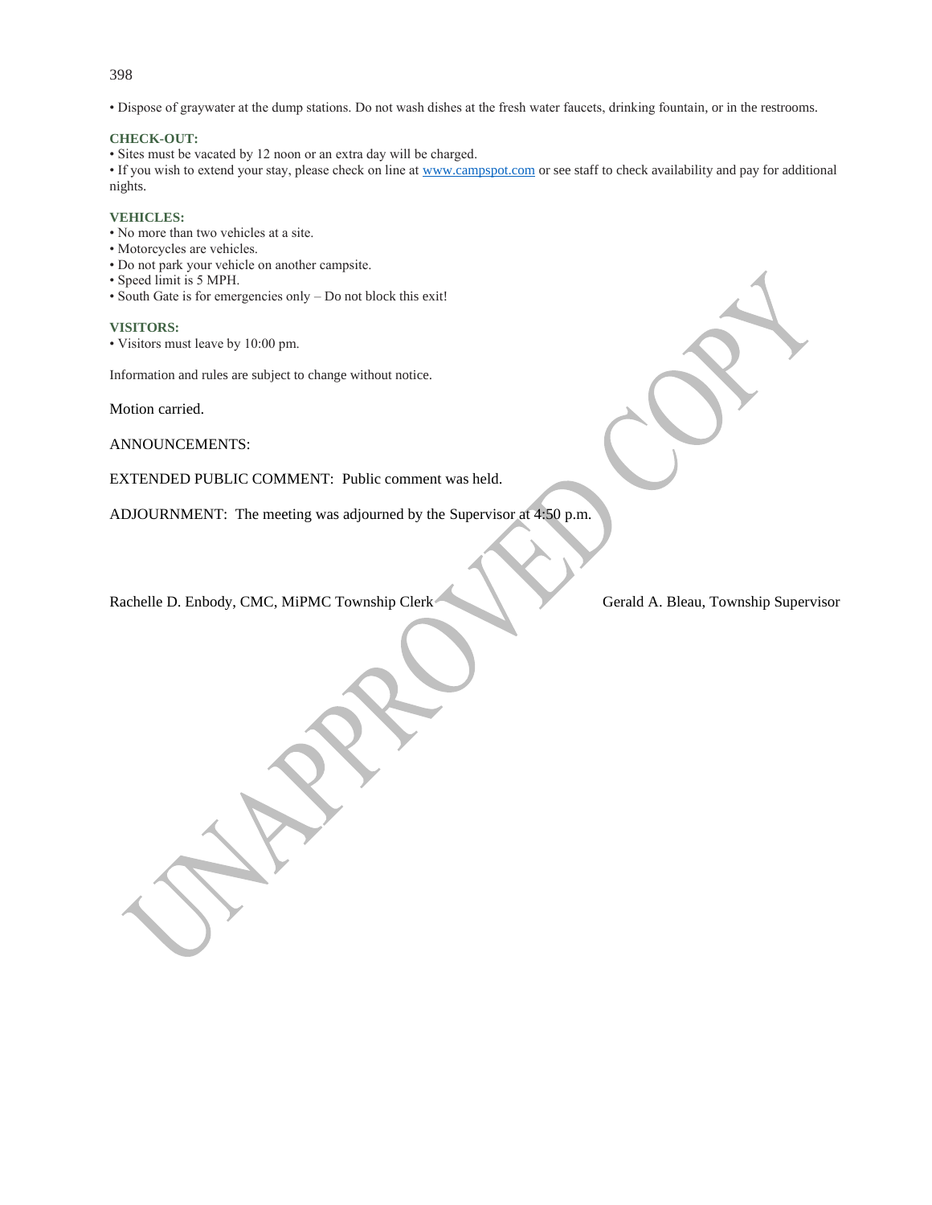• Dispose of graywater at the dump stations. Do not wash dishes at the fresh water faucets, drinking fountain, or in the restrooms.

**CHECK-OUT:**
• Sites must be vacated by 12 noon or an extra day will be charged.
• If you wish to extend your stay, please check on line at www.campspot.com or see staff to check availability and pay for additional nights.

**VEHICLES:**
• No more than two vehicles at a site.
• Motorcycles are vehicles.
• Do not park your vehicle on another campsite.
• Speed limit is 5 MPH.
• South Gate is for emergencies only – Do not block this exit!

**VISITORS:**
• Visitors must leave by 10:00 pm.

Information and rules are subject to change without notice.

Motion carried.

ANNOUNCEMENTS:

EXTENDED PUBLIC COMMENT: Public comment was held.

ADJOURNMENT: The meeting was adjourned by the Supervisor at 4:50 p.m.

Rachelle D. Enbody, CMC, MiPMC Township Clerk

Gerald A. Bleau, Township Supervisor

UNAPPROVED COPY